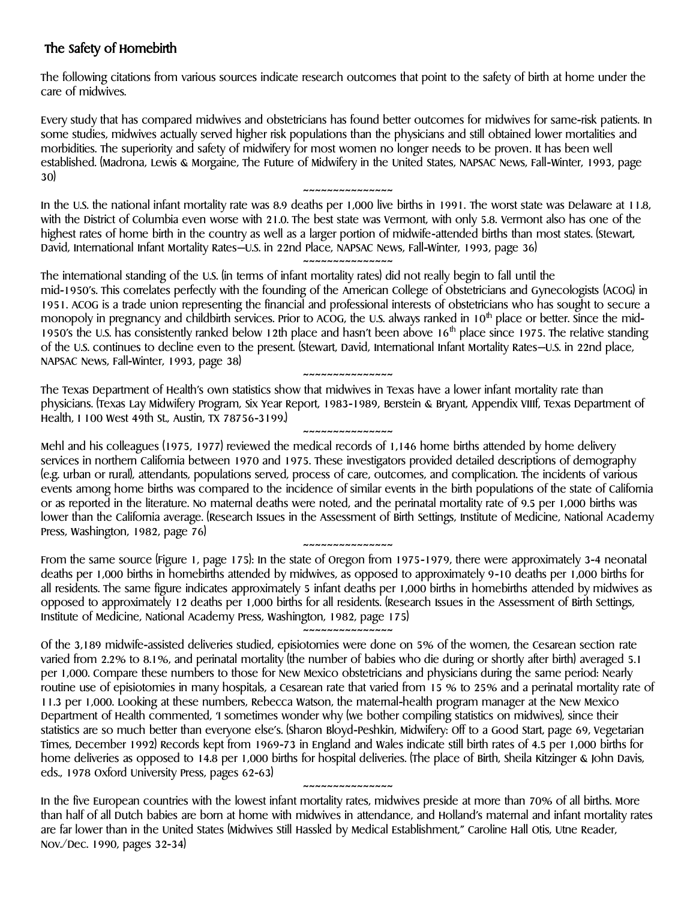## The Safety of Homebirth

The following citations from various sources indicate research outcomes that point to the safety of birth at home under the care of midwives.

Every study that has compared midwives and obstetricians has found better outcomes for midwives for same-risk patients. In some studies, midwives actually served higher risk populations than the physicians and still obtained lower mortalities and morbidities. The superiority and safety of midwifery for most women no longer needs to be proven. It has been well established. (Madrona, Lewis & Morgaine, The Future of Midwifery in the United States, NAPSAC News, Fall-Winter, 1993, page 30)

~~~~~~~~~~~~~~~

In the U.S. the national infant mortality rate was 8.9 deaths per 1,000 live births in 1991. The worst state was Delaware at 11.8, with the District of Columbia even worse with 21.0. The best state was Vermont, with only 5.8. Vermont also has one of the highest rates of home birth in the country as well as a larger portion of midwife-attended births than most states. (Stewart, David, International Infant Mortality Rates—U.S. in 22nd Place, NAPSAC News, Fall-Winter, 1993, page 36)

~~~~~~~~~~~~~~~

The international standing of the U.S. (in terms of infant mortality rates) did not really begin to fall until the mid-1950's. This correlates perfectly with the founding of the American College of Obstetricians and Gynecologists (ACOG) in 1951. ACOG is a trade union representing the financial and professional interests of obstetricians who has sought to secure a monopoly in pregnancy and childbirth services. Prior to ACOG, the U.S. always ranked in 10th place or better. Since the mid-1950's the U.S. has consistently ranked below 12th place and hasn't been above 16th place since 1975. The relative standing of the U.S. continues to decline even to the present. (Stewart, David, International Infant Mortality Rates—U.S. in 22nd place, NAPSAC News, Fall-Winter, 1993, page 38)

~~~~~~~~~~~~~~~

The Texas Department of Health's own statistics show that midwives in Texas have a lower infant mortality rate than physicians. (Texas Lay Midwifery Program, Six Year Report, 1983-1989, Berstein & Bryant, Appendix VIIIf, Texas Department of Health, 1100 West 49th St., Austin, TX 78756-3199.)

~~~~~~~~~~~~~~~

Mehl and his colleagues (1975, 1977) reviewed the medical records of 1,146 home births attended by home delivery services in northern California between 1970 and 1975. These investigators provided detailed descriptions of demography (e.g. urban or rural), attendants, populations served, process of care, outcomes, and complication. The incidents of various events among home births was compared to the incidence of similar events in the birth populations of the state of California or as reported in the literature. No maternal deaths were noted, and the perinatal mortality rate of 9.5 per 1,000 births was lower than the California average. (Research Issues in the Assessment of Birth Settings, Institute of Medicine, National Academy Press, Washington, 1982, page 76)

~~~~~~~~~~~~~~~

From the same source (Figure 1, page 175): In the state of Oregon from 1975-1979, there were approximately 3-4 neonatal deaths per 1,000 births in homebirths attended by midwives, as opposed to approximately 9-10 deaths per 1,000 births for all residents. The same figure indicates approximately 5 infant deaths per 1,000 births in homebirths attended by midwives as opposed to approximately 12 deaths per 1,000 births for all residents. (Research Issues in the Assessment of Birth Settings, Institute of Medicine, National Academy Press, Washington, 1982, page 175)

~~~~~~~~~~~~~~~

Of the 3,189 midwife-assisted deliveries studied, episiotomies were done on 5% of the women, the Cesarean section rate varied from 2.2% to 8.1%, and perinatal mortality (the number of babies who die during or shortly after birth) averaged 5.1 per 1,000. Compare these numbers to those for New Mexico obstetricians and physicians during the same period: Nearly routine use of episiotomies in many hospitals, a Cesarean rate that varied from 15 % to 25% and a perinatal mortality rate of 11.3 per 1,000. Looking at these numbers, Rebecca Watson, the maternal-health program manager at the New Mexico Department of Health commented, 'I sometimes wonder why (we bother compiling statistics on midwives), since their statistics are so much better than everyone else's. (Sharon Bloyd-Peshkin, Midwifery: Off to a Good Start, page 69, Vegetarian Times, December 1992) Records kept from 1969-73 in England and Wales indicate still birth rates of 4.5 per 1,000 births for home deliveries as opposed to 14.8 per 1,000 births for hospital deliveries. (The place of Birth, Sheila Kitzinger & John Davis, eds., 1978 Oxford University Press, pages 62-63)

~~~~~~~~~~~~~~~

In the five European countries with the lowest infant mortality rates, midwives preside at more than 70% of all births. More than half of all Dutch babies are born at home with midwives in attendance, and Holland's maternal and infant mortality rates are far lower than in the United States (Midwives Still Hassled by Medical Establishment," Caroline Hall Otis, Utne Reader, Nov./Dec. 1990, pages 32-34)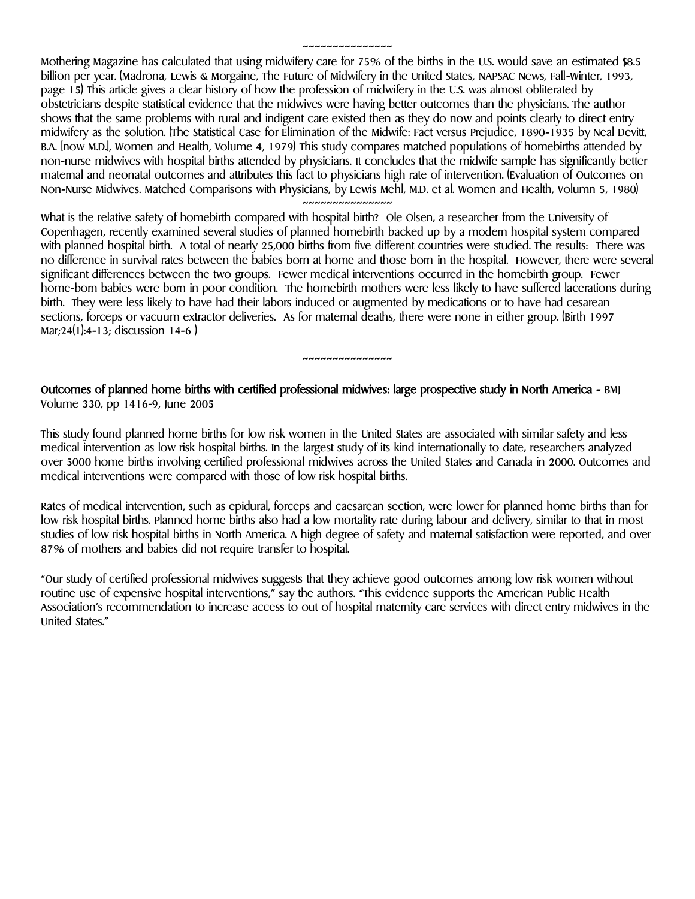~~~~~~~~~~~~~~~

Mothering Magazine has calculated that using midwifery care for 75% of the births in the U.S. would save an estimated $8.5 billion per year. (Madrona, Lewis & Morgaine, The Future of Midwifery in the United States, NAPSAC News, Fall-Winter, 1993, page 15) This article gives a clear history of how the profession of midwifery in the U.S. was almost obliterated by obstetricians despite statistical evidence that the midwives were having better outcomes than the physicians. The author shows that the same problems with rural and indigent care existed then as they do now and points clearly to direct entry midwifery as the solution. (The Statistical Case for Elimination of the Midwife: Fact versus Prejudice, 1890-1935 by Neal Devitt, B.A. [now M.D.], Women and Health, Volume 4, 1979) This study compares matched populations of homebirths attended by non-nurse midwives with hospital births attended by physicians. It concludes that the midwife sample has significantly better maternal and neonatal outcomes and attributes this fact to physicians high rate of intervention. (Evaluation of Outcomes on Non-Nurse Midwives. Matched Comparisons with Physicians, by Lewis Mehl, M.D. et al. Women and Health, Volumn 5, 1980)

~~~~~~~~~~~~~~~

What is the relative safety of homebirth compared with hospital birth? Ole Olsen, a researcher from the University of Copenhagen, recently examined several studies of planned homebirth backed up by a modern hospital system compared with planned hospital birth. A total of nearly 25,000 births from five different countries were studied. The results: There was no difference in survival rates between the babies born at home and those born in the hospital. However, there were several significant differences between the two groups. Fewer medical interventions occurred in the homebirth group. Fewer home-born babies were born in poor condition. The homebirth mothers were less likely to have suffered lacerations during birth. They were less likely to have had their labors induced or augmented by medications or to have had cesarean sections, forceps or vacuum extractor deliveries. As for maternal deaths, there were none in either group. (Birth 1997 Mar;24(1):4-13; discussion 14-6 )

~~~~~~~~~~~~~~~

**Outcomes of planned home births with certified professional midwives: large prospective study in North America -** BMJ Volume 330, pp 1416-9, June 2005

This study found planned home births for low risk women in the United States are associated with similar safety and less medical intervention as low risk hospital births. In the largest study of its kind internationally to date, researchers analyzed over 5000 home births involving certified professional midwives across the United States and Canada in 2000. Outcomes and medical interventions were compared with those of low risk hospital births.

Rates of medical intervention, such as epidural, forceps and caesarean section, were lower for planned home births than for low risk hospital births. Planned home births also had a low mortality rate during labour and delivery, similar to that in most studies of low risk hospital births in North America. A high degree of safety and maternal satisfaction were reported, and over 87% of mothers and babies did not require transfer to hospital.

"Our study of certified professional midwives suggests that they achieve good outcomes among low risk women without routine use of expensive hospital interventions," say the authors. "This evidence supports the American Public Health Association's recommendation to increase access to out of hospital maternity care services with direct entry midwives in the United States."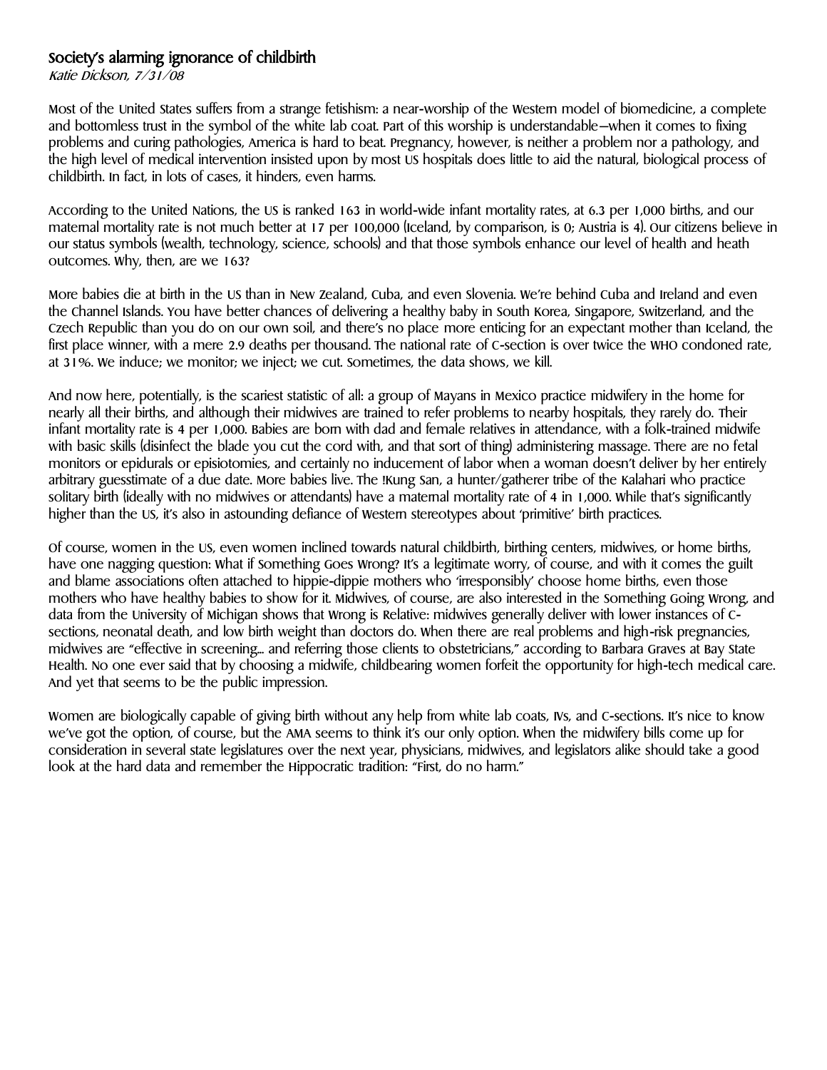## Society's alarming ignorance of childbirth

*Katie Dickson, 7/31/08*

Most of the United States suffers from a strange fetishism: a near-worship of the Western model of biomedicine, a complete and bottomless trust in the symbol of the white lab coat. Part of this worship is understandable—when it comes to fixing problems and curing pathologies, America is hard to beat. Pregnancy, however, is neither a problem nor a pathology, and the high level of medical intervention insisted upon by most US hospitals does little to aid the natural, biological process of childbirth. In fact, in lots of cases, it hinders, even harms.

According to the United Nations, the US is ranked 163 in world-wide infant mortality rates, at 6.3 per 1,000 births, and our maternal mortality rate is not much better at 17 per 100,000 (Iceland, by comparison, is 0; Austria is 4). Our citizens believe in our status symbols (wealth, technology, science, schools) and that those symbols enhance our level of health and heath outcomes. Why, then, are we 163?

More babies die at birth in the US than in New Zealand, Cuba, and even Slovenia. We're behind Cuba and Ireland and even the Channel Islands. You have better chances of delivering a healthy baby in South Korea, Singapore, Switzerland, and the Czech Republic than you do on our own soil, and there's no place more enticing for an expectant mother than Iceland, the first place winner, with a mere 2.9 deaths per thousand. The national rate of C-section is over twice the WHO condoned rate, at 31%. We induce; we monitor; we inject; we cut. Sometimes, the data shows, we kill.

And now here, potentially, is the scariest statistic of all: a group of Mayans in Mexico practice midwifery in the home for nearly all their births, and although their midwives are trained to refer problems to nearby hospitals, they rarely do. Their infant mortality rate is 4 per 1,000. Babies are born with dad and female relatives in attendance, with a folk-trained midwife with basic skills (disinfect the blade you cut the cord with, and that sort of thing) administering massage. There are no fetal monitors or epidurals or episiotomies, and certainly no inducement of labor when a woman doesn't deliver by her entirely arbitrary guesstimate of a due date. More babies live. The !Kung San, a hunter/gatherer tribe of the Kalahari who practice solitary birth (ideally with no midwives or attendants) have a maternal mortality rate of 4 in 1,000. While that's significantly higher than the US, it's also in astounding defiance of Western stereotypes about 'primitive' birth practices.

Of course, women in the US, even women inclined towards natural childbirth, birthing centers, midwives, or home births, have one nagging question: What if Something Goes Wrong? It's a legitimate worry, of course, and with it comes the guilt and blame associations often attached to hippie-dippie mothers who 'irresponsibly' choose home births, even those mothers who have healthy babies to show for it. Midwives, of course, are also interested in the Something Going Wrong, and data from the University of Michigan shows that Wrong is Relative: midwives generally deliver with lower instances of C-sections, neonatal death, and low birth weight than doctors do. When there are real problems and high-risk pregnancies, midwives are "effective in screening... and referring those clients to obstetricians," according to Barbara Graves at Bay State Health. No one ever said that by choosing a midwife, childbearing women forfeit the opportunity for high-tech medical care. And yet that seems to be the public impression.

Women are biologically capable of giving birth without any help from white lab coats, IVs, and C-sections. It's nice to know we've got the option, of course, but the AMA seems to think it's our only option. When the midwifery bills come up for consideration in several state legislatures over the next year, physicians, midwives, and legislators alike should take a good look at the hard data and remember the Hippocratic tradition: "First, do no harm."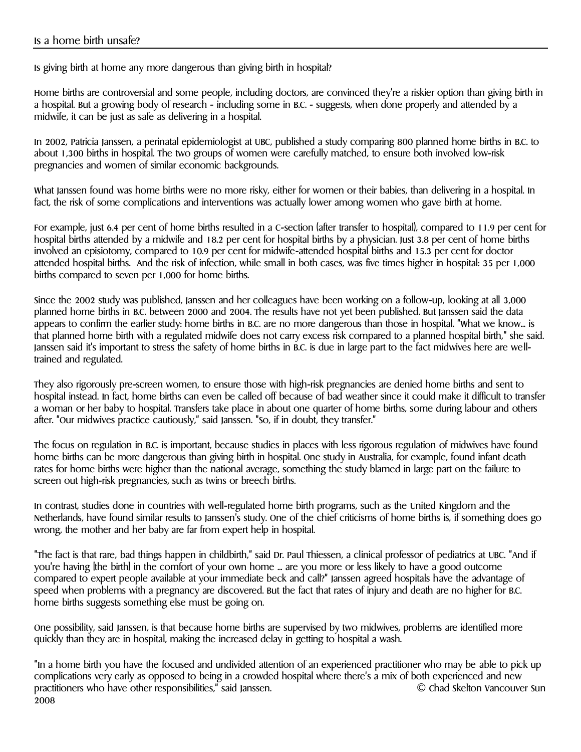## Is a home birth unsafe?

Is giving birth at home any more dangerous than giving birth in hospital?

Home births are controversial and some people, including doctors, are convinced they're a riskier option than giving birth in a hospital. But a growing body of research - including some in B.C. - suggests, when done properly and attended by a midwife, it can be just as safe as delivering in a hospital.

In 2002, Patricia Janssen, a perinatal epidemiologist at UBC, published a study comparing 800 planned home births in B.C. to about 1,300 births in hospital. The two groups of women were carefully matched, to ensure both involved low-risk pregnancies and women of similar economic backgrounds.

What Janssen found was home births were no more risky, either for women or their babies, than delivering in a hospital. In fact, the risk of some complications and interventions was actually lower among women who gave birth at home.

For example, just 6.4 per cent of home births resulted in a C-section (after transfer to hospital), compared to 11.9 per cent for hospital births attended by a midwife and 18.2 per cent for hospital births by a physician. Just 3.8 per cent of home births involved an episiotomy, compared to 10.9 per cent for midwife-attended hospital births and 15.3 per cent for doctor attended hospital births. And the risk of infection, while small in both cases, was five times higher in hospital: 35 per 1,000 births compared to seven per 1,000 for home births.

Since the 2002 study was published, Janssen and her colleagues have been working on a follow-up, looking at all 3,000 planned home births in B.C. between 2000 and 2004. The results have not yet been published. But Janssen said the data appears to confirm the earlier study: home births in B.C. are no more dangerous than those in hospital. "What we know... is that planned home birth with a regulated midwife does not carry excess risk compared to a planned hospital birth," she said. Janssen said it's important to stress the safety of home births in B.C. is due in large part to the fact midwives here are well-trained and regulated.

They also rigorously pre-screen women, to ensure those with high-risk pregnancies are denied home births and sent to hospital instead. In fact, home births can even be called off because of bad weather since it could make it difficult to transfer a woman or her baby to hospital. Transfers take place in about one quarter of home births, some during labour and others after. "Our midwives practice cautiously," said Janssen. "So, if in doubt, they transfer."

The focus on regulation in B.C. is important, because studies in places with less rigorous regulation of midwives have found home births can be more dangerous than giving birth in hospital. One study in Australia, for example, found infant death rates for home births were higher than the national average, something the study blamed in large part on the failure to screen out high-risk pregnancies, such as twins or breech births.

In contrast, studies done in countries with well-regulated home birth programs, such as the United Kingdom and the Netherlands, have found similar results to Janssen's study. One of the chief criticisms of home births is, if something does go wrong, the mother and her baby are far from expert help in hospital.

"The fact is that rare, bad things happen in childbirth," said Dr. Paul Thiessen, a clinical professor of pediatrics at UBC. "And if you're having [the birth] in the comfort of your own home ... are you more or less likely to have a good outcome compared to expert people available at your immediate beck and call?" Janssen agreed hospitals have the advantage of speed when problems with a pregnancy are discovered. But the fact that rates of injury and death are no higher for B.C. home births suggests something else must be going on.

One possibility, said Janssen, is that because home births are supervised by two midwives, problems are identified more quickly than they are in hospital, making the increased delay in getting to hospital a wash.

"In a home birth you have the focused and undivided attention of an experienced practitioner who may be able to pick up complications very early as opposed to being in a crowded hospital where there's a mix of both experienced and new practitioners who have other responsibilities," said Janssen. © Chad Skelton Vancouver Sun 2008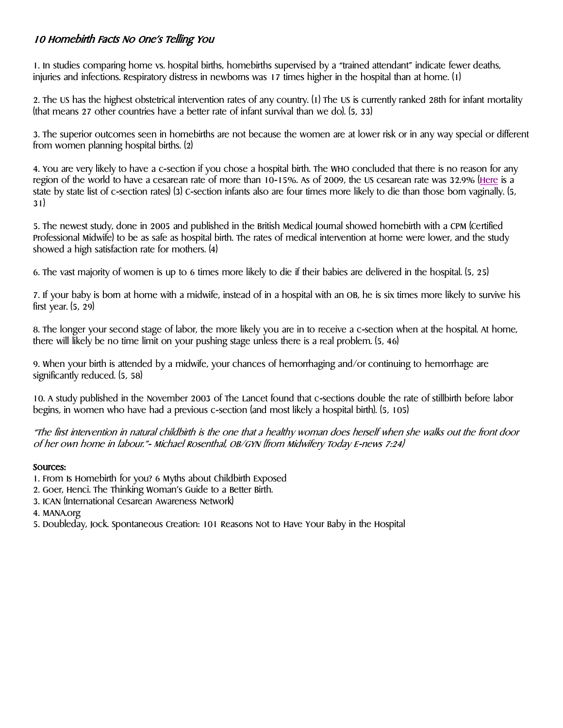## *10 Homebirth Facts No One's Telling You*

1. In studies comparing home vs. hospital births, homebirths supervised by a "trained attendant" indicate fewer deaths, injuries and infections. Respiratory distress in newborns was 17 times higher in the hospital than at home. (1)

2. The US has the highest obstetrical intervention rates of any country. (1) The US is currently ranked 28th for infant mortality (that means 27 other countries have a better rate of infant survival than we do). (5, 33)

3. The superior outcomes seen in homebirths are not because the women are at lower risk or in any way special or different from women planning hospital births. (2)

4. You are very likely to have a c-section if you chose a hospital birth. The WHO concluded that there is no reason for any region of the world to have a cesarean rate of more than 10-15%. As of 2009, the US cesarean rate was 32.9% (Here is a state by state list of c-section rates) (3) C-section infants also are four times more likely to die than those born vaginally. (5, 31)

5. The newest study, done in 2005 and published in the British Medical Journal showed homebirth with a CPM (Certified Professional Midwife) to be as safe as hospital birth. The rates of medical intervention at home were lower, and the study showed a high satisfaction rate for mothers. (4)

6. The vast majority of women is up to 6 times more likely to die if their babies are delivered in the hospital. (5, 25)

7. If your baby is born at home with a midwife, instead of in a hospital with an OB, he is six times more likely to survive his first year. (5, 29)

8. The longer your second stage of labor, the more likely you are in to receive a c-section when at the hospital. At home, there will likely be no time limit on your pushing stage unless there is a real problem. (5, 46)

9. When your birth is attended by a midwife, your chances of hemorrhaging and/or continuing to hemorrhage are significantly reduced. (5, 58)

10. A study published in the November 2003 of The Lancet found that c-sections double the rate of stillbirth before labor begins, in women who have had a previous c-section (and most likely a hospital birth). (5, 105)

*"The first intervention in natural childbirth is the one that a healthy woman does herself when she walks out the front door of her own home in labour."- Michael Rosenthal, OB/GYN (from Midwifery Today E-news 7:24)*

**Sources:**

1. From Is Homebirth for you? 6 Myths about Childbirth Exposed
2. Goer, Henci. The Thinking Woman's Guide to a Better Birth.
3. ICAN (International Cesarean Awareness Network)
4. MANA.org
5. Doubleday, Jock. Spontaneous Creation: 101 Reasons Not to Have Your Baby in the Hospital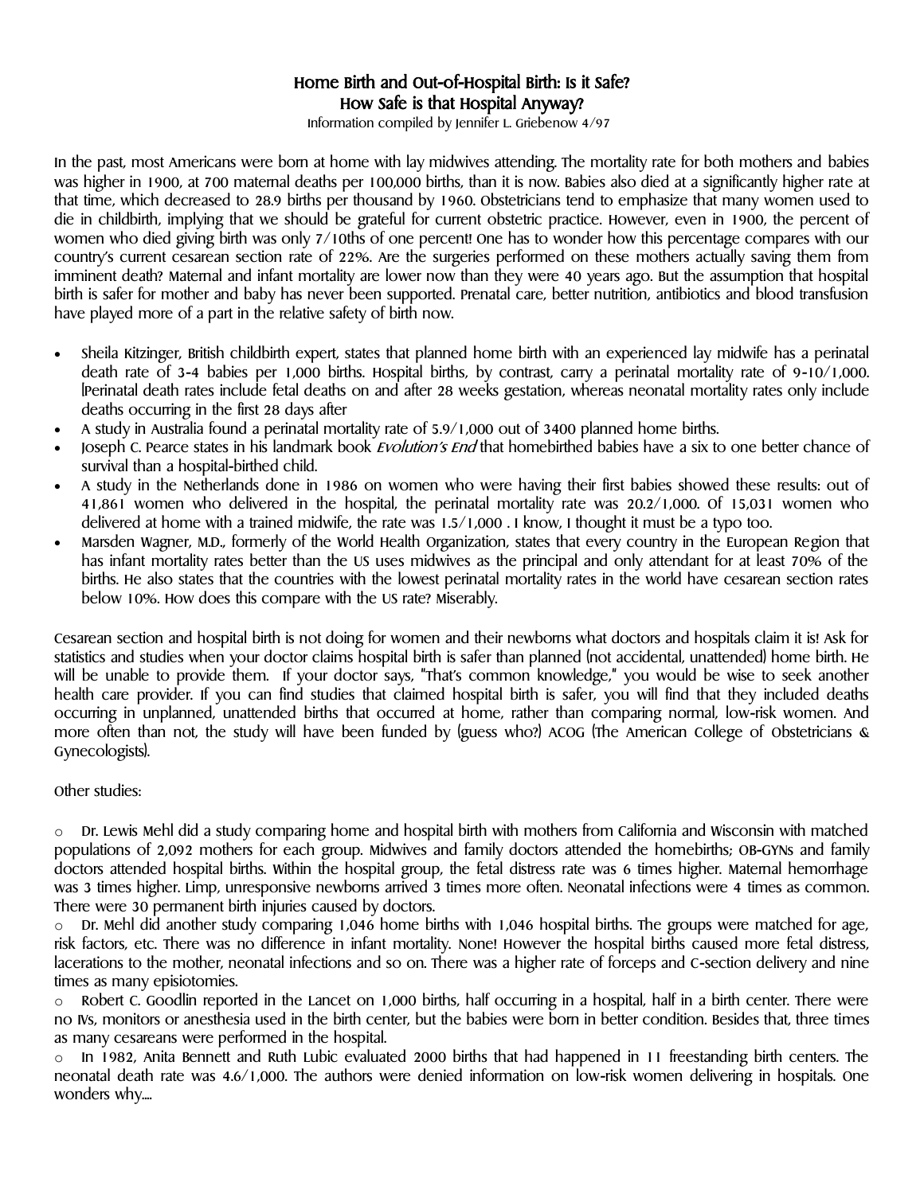# Home Birth and Out-of-Hospital Birth: Is it Safe?
# How Safe is that Hospital Anyway?

Information compiled by Jennifer L. Griebenow 4/97

In the past, most Americans were born at home with lay midwives attending. The mortality rate for both mothers and babies was higher in 1900, at 700 maternal deaths per 100,000 births, than it is now. Babies also died at a significantly higher rate at that time, which decreased to 28.9 births per thousand by 1960. Obstetricians tend to emphasize that many women used to die in childbirth, implying that we should be grateful for current obstetric practice. However, even in 1900, the percent of women who died giving birth was only 7/10ths of one percent! One has to wonder how this percentage compares with our country's current cesarean section rate of 22%. Are the surgeries performed on these mothers actually saving them from imminent death? Maternal and infant mortality are lower now than they were 40 years ago. But the assumption that hospital birth is safer for mother and baby has never been supported. Prenatal care, better nutrition, antibiotics and blood transfusion have played more of a part in the relative safety of birth now.

- Sheila Kitzinger, British childbirth expert, states that planned home birth with an experienced lay midwife has a perinatal death rate of 3-4 babies per 1,000 births. Hospital births, by contrast, carry a perinatal mortality rate of 9-10/1,000. [Perinatal death rates include fetal deaths on and after 28 weeks gestation, whereas neonatal mortality rates only include deaths occurring in the first 28 days after
- A study in Australia found a perinatal mortality rate of 5.9/1,000 out of 3400 planned home births.
- Joseph C. Pearce states in his landmark book *Evolution's End* that homebirthed babies have a six to one better chance of survival than a hospital-birthed child.
- A study in the Netherlands done in 1986 on women who were having their first babies showed these results: out of 41,861 women who delivered in the hospital, the perinatal mortality rate was 20.2/1,000. Of 15,031 women who delivered at home with a trained midwife, the rate was 1.5/1,000 . I know, I thought it must be a typo too.
- Marsden Wagner, M.D., formerly of the World Health Organization, states that every country in the European Region that has infant mortality rates better than the US uses midwives as the principal and only attendant for at least 70% of the births. He also states that the countries with the lowest perinatal mortality rates in the world have cesarean section rates below 10%. How does this compare with the US rate? Miserably.

Cesarean section and hospital birth is not doing for women and their newborns what doctors and hospitals claim it is! Ask for statistics and studies when your doctor claims hospital birth is safer than planned (not accidental, unattended) home birth. He will be unable to provide them. If your doctor says, "That's common knowledge," you would be wise to seek another health care provider. If you can find studies that claimed hospital birth is safer, you will find that they included deaths occurring in unplanned, unattended births that occurred at home, rather than comparing normal, low-risk women. And more often than not, the study will have been funded by (guess who?) ACOG (The American College of Obstetricians & Gynecologists).

Other studies:

- Dr. Lewis Mehl did a study comparing home and hospital birth with mothers from California and Wisconsin with matched populations of 2,092 mothers for each group. Midwives and family doctors attended the homebirths; OB-GYNs and family doctors attended hospital births. Within the hospital group, the fetal distress rate was 6 times higher. Maternal hemorrhage was 3 times higher. Limp, unresponsive newborns arrived 3 times more often. Neonatal infections were 4 times as common. There were 30 permanent birth injuries caused by doctors.
- Dr. Mehl did another study comparing 1,046 home births with 1,046 hospital births. The groups were matched for age, risk factors, etc. There was no difference in infant mortality. None! However the hospital births caused more fetal distress, lacerations to the mother, neonatal infections and so on. There was a higher rate of forceps and C-section delivery and nine times as many episiotomies.
- Robert C. Goodlin reported in the Lancet on 1,000 births, half occurring in a hospital, half in a birth center. There were no IVs, monitors or anesthesia used in the birth center, but the babies were born in better condition. Besides that, three times as many cesareans were performed in the hospital.
- In 1982, Anita Bennett and Ruth Lubic evaluated 2000 births that had happened in 11 freestanding birth centers. The neonatal death rate was 4.6/1,000. The authors were denied information on low-risk women delivering in hospitals. One wonders why....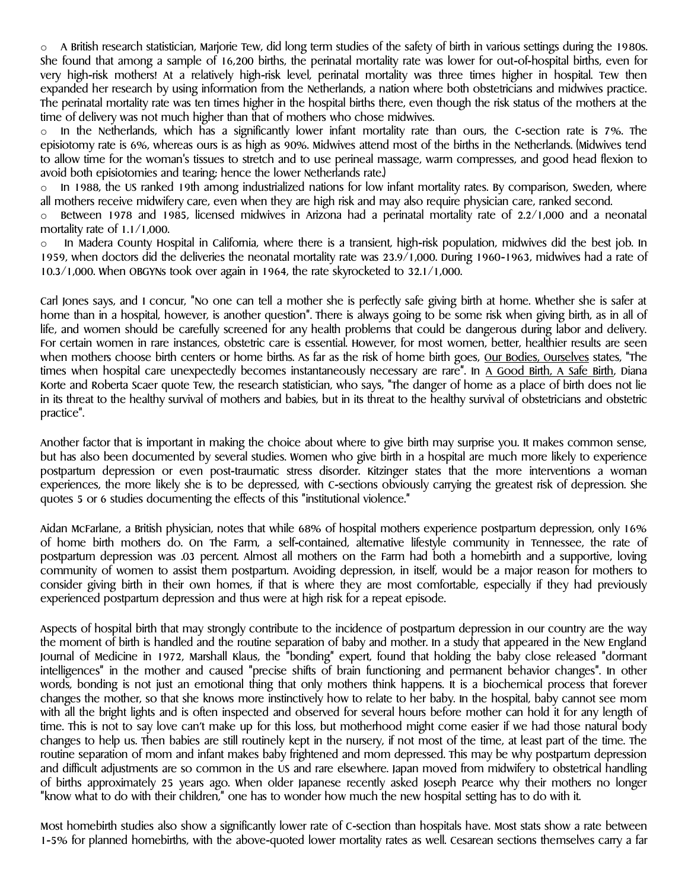- A British research statistician, Marjorie Tew, did long term studies of the safety of birth in various settings during the 1980s. She found that among a sample of 16,200 births, the perinatal mortality rate was lower for out-of-hospital births, even for very high-risk mothers! At a relatively high-risk level, perinatal mortality was three times higher in hospital. Tew then expanded her research by using information from the Netherlands, a nation where both obstetricians and midwives practice. The perinatal mortality rate was ten times higher in the hospital births there, even though the risk status of the mothers at the time of delivery was not much higher than that of mothers who chose midwives.
- In the Netherlands, which has a significantly lower infant mortality rate than ours, the C-section rate is 7%. The episiotomy rate is 6%, whereas ours is as high as 90%. Midwives attend most of the births in the Netherlands. (Midwives tend to allow time for the woman's tissues to stretch and to use perineal massage, warm compresses, and good head flexion to avoid both episiotomies and tearing; hence the lower Netherlands rate.)
- In 1988, the US ranked 19th among industrialized nations for low infant mortality rates. By comparison, Sweden, where all mothers receive midwifery care, even when they are high risk and may also require physician care, ranked second.
- Between 1978 and 1985, licensed midwives in Arizona had a perinatal mortality rate of 2.2/1,000 and a neonatal mortality rate of 1.1/1,000.
- In Madera County Hospital in California, where there is a transient, high-risk population, midwives did the best job. In 1959, when doctors did the deliveries the neonatal mortality rate was 23.9/1,000. During 1960-1963, midwives had a rate of 10.3/1,000. When OBGYNs took over again in 1964, the rate skyrocketed to 32.1/1,000.

Carl Jones says, and I concur, "No one can tell a mother she is perfectly safe giving birth at home. Whether she is safer at home than in a hospital, however, is another question". There is always going to be some risk when giving birth, as in all of life, and women should be carefully screened for any health problems that could be dangerous during labor and delivery. For certain women in rare instances, obstetric care is essential. However, for most women, better, healthier results are seen when mothers choose birth centers or home births. As far as the risk of home birth goes, <u>Our Bodies, Ourselves</u> states, "The times when hospital care unexpectedly becomes instantaneously necessary are rare". In <u>A Good Birth, A Safe Birth</u>, Diana Korte and Roberta Scaer quote Tew, the research statistician, who says, "The danger of home as a place of birth does not lie in its threat to the healthy survival of mothers and babies, but in its threat to the healthy survival of obstetricians and obstetric practice".

Another factor that is important in making the choice about where to give birth may surprise you. It makes common sense, but has also been documented by several studies. Women who give birth in a hospital are much more likely to experience postpartum depression or even post-traumatic stress disorder. Kitzinger states that the more interventions a woman experiences, the more likely she is to be depressed, with C-sections obviously carrying the greatest risk of depression. She quotes 5 or 6 studies documenting the effects of this "institutional violence."

Aidan McFarlane, a British physician, notes that while 68% of hospital mothers experience postpartum depression, only 16% of home birth mothers do. On The Farm, a self-contained, alternative lifestyle community in Tennessee, the rate of postpartum depression was .03 percent. Almost all mothers on the Farm had both a homebirth and a supportive, loving community of women to assist them postpartum. Avoiding depression, in itself, would be a major reason for mothers to consider giving birth in their own homes, if that is where they are most comfortable, especially if they had previously experienced postpartum depression and thus were at high risk for a repeat episode.

Aspects of hospital birth that may strongly contribute to the incidence of postpartum depression in our country are the way the moment of birth is handled and the routine separation of baby and mother. In a study that appeared in the New England Journal of Medicine in 1972, Marshall Klaus, the "bonding" expert, found that holding the baby close released "dormant intelligences" in the mother and caused "precise shifts of brain functioning and permanent behavior changes". In other words, bonding is not just an emotional thing that only mothers think happens. It is a biochemical process that forever changes the mother, so that she knows more instinctively how to relate to her baby. In the hospital, baby cannot see mom with all the bright lights and is often inspected and observed for several hours before mother can hold it for any length of time. This is not to say love can't make up for this loss, but motherhood might come easier if we had those natural body changes to help us. Then babies are still routinely kept in the nursery, if not most of the time, at least part of the time. The routine separation of mom and infant makes baby frightened and mom depressed. This may be why postpartum depression and difficult adjustments are so common in the US and rare elsewhere. Japan moved from midwifery to obstetrical handling of births approximately 25 years ago. When older Japanese recently asked Joseph Pearce why their mothers no longer "know what to do with their children," one has to wonder how much the new hospital setting has to do with it.

Most homebirth studies also show a significantly lower rate of C-section than hospitals have. Most stats show a rate between 1-5% for planned homebirths, with the above-quoted lower mortality rates as well. Cesarean sections themselves carry a far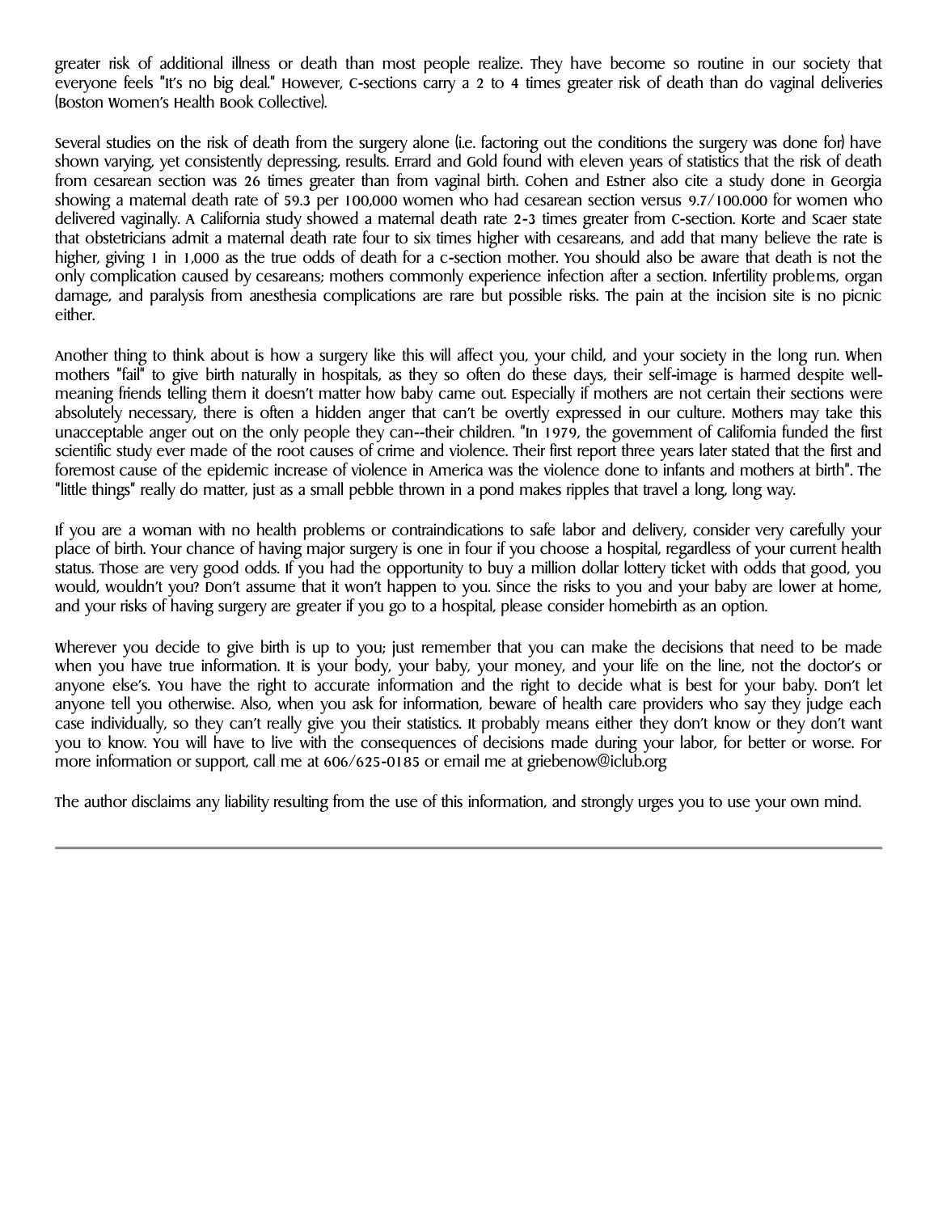greater risk of additional illness or death than most people realize. They have become so routine in our society that everyone feels "It's no big deal." However, C-sections carry a 2 to 4 times greater risk of death than do vaginal deliveries (Boston Women's Health Book Collective).

Several studies on the risk of death from the surgery alone (i.e. factoring out the conditions the surgery was done for) have shown varying, yet consistently depressing, results. Errard and Gold found with eleven years of statistics that the risk of death from cesarean section was 26 times greater than from vaginal birth. Cohen and Estner also cite a study done in Georgia showing a maternal death rate of 59.3 per 100,000 women who had cesarean section versus 9.7/100.000 for women who delivered vaginally. A California study showed a maternal death rate 2-3 times greater from C-section. Korte and Scaer state that obstetricians admit a maternal death rate four to six times higher with cesareans, and add that many believe the rate is higher, giving 1 in 1,000 as the true odds of death for a c-section mother. You should also be aware that death is not the only complication caused by cesareans; mothers commonly experience infection after a section. Infertility problems, organ damage, and paralysis from anesthesia complications are rare but possible risks. The pain at the incision site is no picnic either.

Another thing to think about is how a surgery like this will affect you, your child, and your society in the long run. When mothers "fail" to give birth naturally in hospitals, as they so often do these days, their self-image is harmed despite well-meaning friends telling them it doesn't matter how baby came out. Especially if mothers are not certain their sections were absolutely necessary, there is often a hidden anger that can't be overtly expressed in our culture. Mothers may take this unacceptable anger out on the only people they can--their children. "In 1979, the government of California funded the first scientific study ever made of the root causes of crime and violence. Their first report three years later stated that the first and foremost cause of the epidemic increase of violence in America was the violence done to infants and mothers at birth". The "little things" really do matter, just as a small pebble thrown in a pond makes ripples that travel a long, long way.

If you are a woman with no health problems or contraindications to safe labor and delivery, consider very carefully your place of birth. Your chance of having major surgery is one in four if you choose a hospital, regardless of your current health status. Those are very good odds. If you had the opportunity to buy a million dollar lottery ticket with odds that good, you would, wouldn't you? Don't assume that it won't happen to you. Since the risks to you and your baby are lower at home, and your risks of having surgery are greater if you go to a hospital, please consider homebirth as an option.

Wherever you decide to give birth is up to you; just remember that you can make the decisions that need to be made when you have true information. It is your body, your baby, your money, and your life on the line, not the doctor's or anyone else's. You have the right to accurate information and the right to decide what is best for your baby. Don't let anyone tell you otherwise. Also, when you ask for information, beware of health care providers who say they judge each case individually, so they can't really give you their statistics. It probably means either they don't know or they don't want you to know. You will have to live with the consequences of decisions made during your labor, for better or worse. For more information or support, call me at 606/625-0185 or email me at griebenow@iclub.org

The author disclaims any liability resulting from the use of this information, and strongly urges you to use your own mind.

---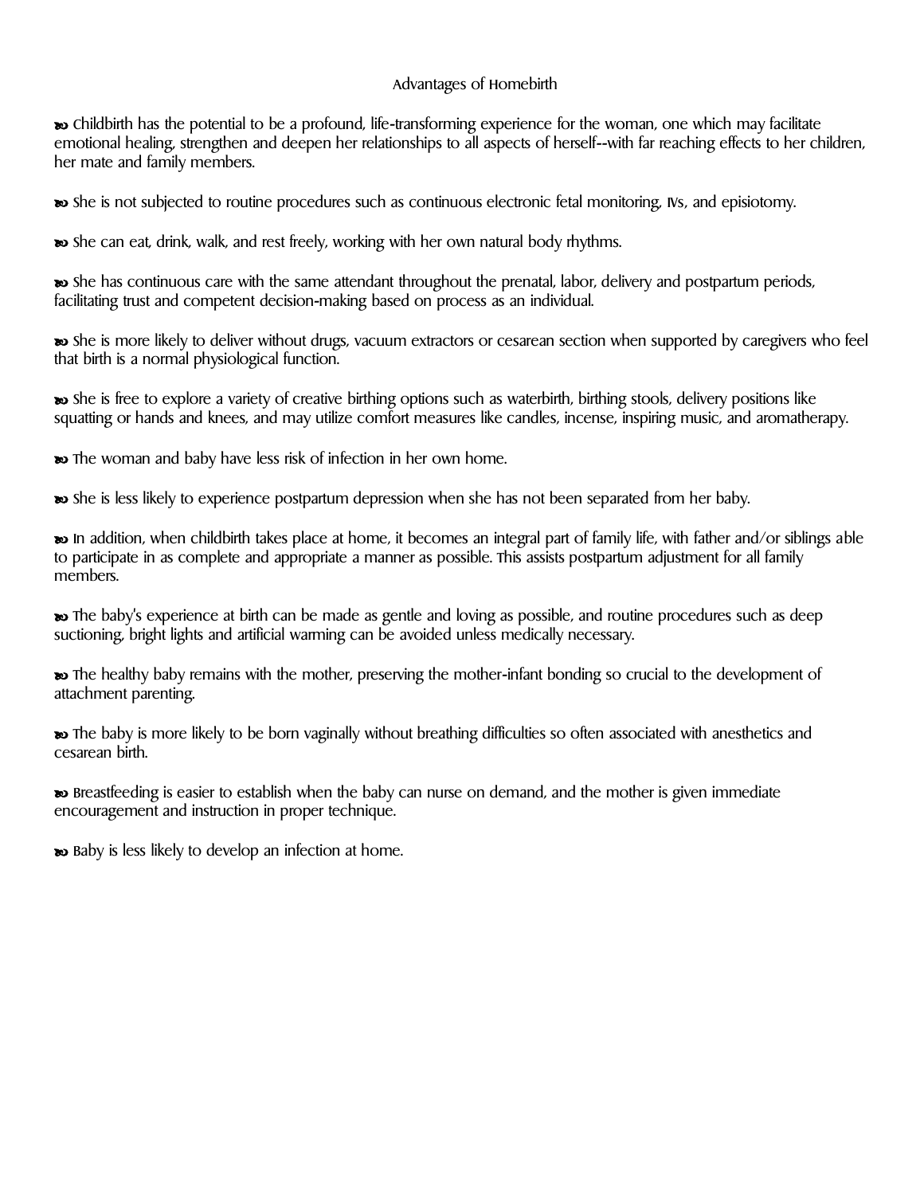# Advantages of Homebirth

- Childbirth has the potential to be a profound, life-transforming experience for the woman, one which may facilitate emotional healing, strengthen and deepen her relationships to all aspects of herself--with far reaching effects to her children, her mate and family members.

- She is not subjected to routine procedures such as continuous electronic fetal monitoring, IVs, and episiotomy.

- She can eat, drink, walk, and rest freely, working with her own natural body rhythms.

- She has continuous care with the same attendant throughout the prenatal, labor, delivery and postpartum periods, facilitating trust and competent decision-making based on process as an individual.

- She is more likely to deliver without drugs, vacuum extractors or cesarean section when supported by caregivers who feel that birth is a normal physiological function.

- She is free to explore a variety of creative birthing options such as waterbirth, birthing stools, delivery positions like squatting or hands and knees, and may utilize comfort measures like candles, incense, inspiring music, and aromatherapy.

- The woman and baby have less risk of infection in her own home.

- She is less likely to experience postpartum depression when she has not been separated from her baby.

- In addition, when childbirth takes place at home, it becomes an integral part of family life, with father and/or siblings able to participate in as complete and appropriate a manner as possible. This assists postpartum adjustment for all family members.

- The baby's experience at birth can be made as gentle and loving as possible, and routine procedures such as deep suctioning, bright lights and artificial warming can be avoided unless medically necessary.

- The healthy baby remains with the mother, preserving the mother-infant bonding so crucial to the development of attachment parenting.

- The baby is more likely to be born vaginally without breathing difficulties so often associated with anesthetics and cesarean birth.

- Breastfeeding is easier to establish when the baby can nurse on demand, and the mother is given immediate encouragement and instruction in proper technique.

- Baby is less likely to develop an infection at home.